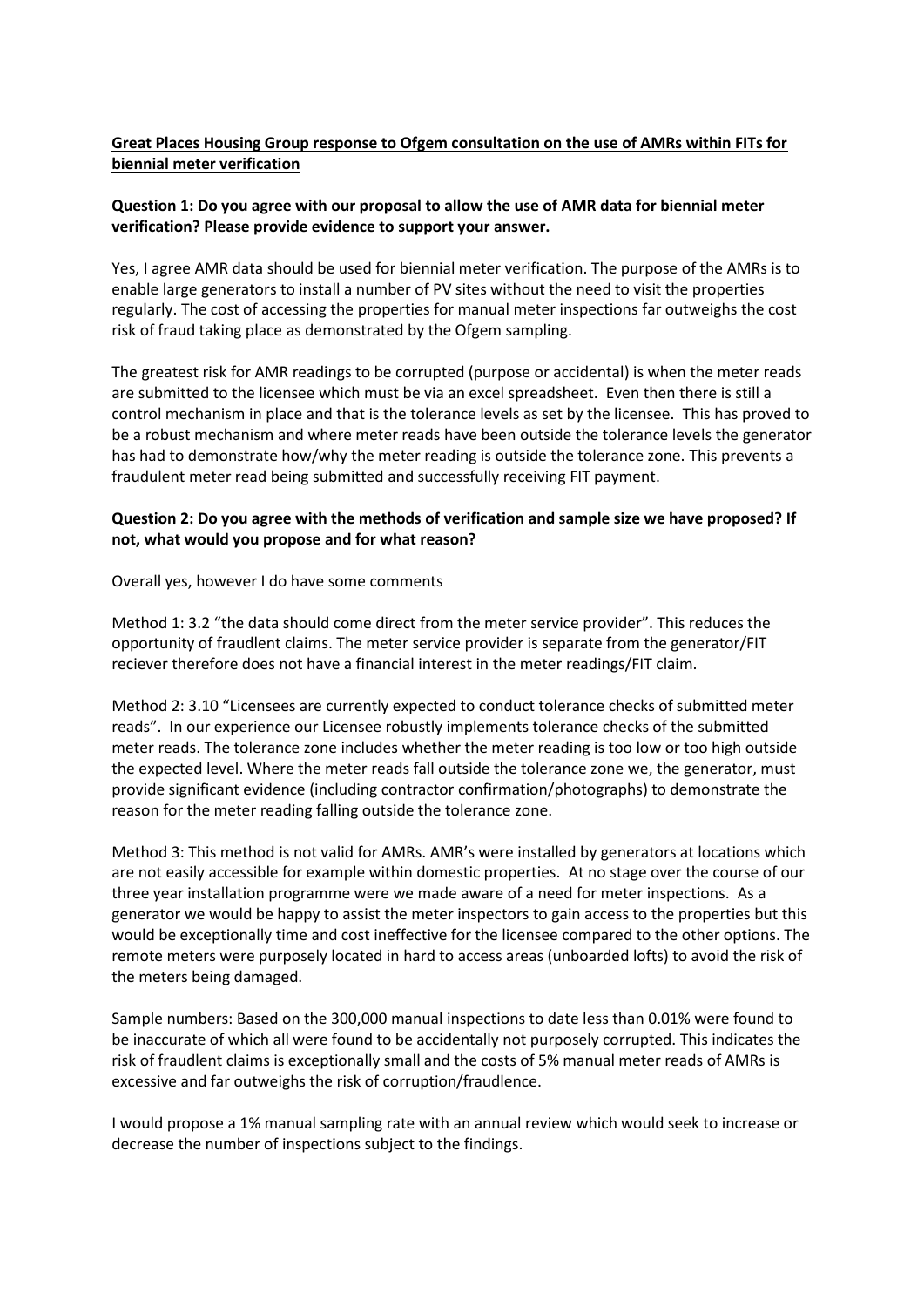**<u>Great Places Housing Group response to Ofgem consultation on the use of AMRs within FITs for biennial meter verification</u>**

**Question 1: Do you agree with our proposal to allow the use of AMR data for biennial meter verification? Please provide evidence to support your answer.**

Yes, I agree AMR data should be used for biennial meter verification. The purpose of the AMRs is to enable large generators to install a number of PV sites without the need to visit the properties regularly. The cost of accessing the properties for manual meter inspections far outweighs the cost risk of fraud taking place as demonstrated by the Ofgem sampling.

The greatest risk for AMR readings to be corrupted (purpose or accidental) is when the meter reads are submitted to the licensee which must be via an excel spreadsheet. Even then there is still a control mechanism in place and that is the tolerance levels as set by the licensee. This has proved to be a robust mechanism and where meter reads have been outside the tolerance levels the generator has had to demonstrate how/why the meter reading is outside the tolerance zone. This prevents a fraudulent meter read being submitted and successfully receiving FIT payment.

**Question 2: Do you agree with the methods of verification and sample size we have proposed? If not, what would you propose and for what reason?**

Overall yes, however I do have some comments

Method 1: 3.2 "the data should come direct from the meter service provider". This reduces the opportunity of fraudlent claims. The meter service provider is separate from the generator/FIT reciever therefore does not have a financial interest in the meter readings/FIT claim.

Method 2: 3.10 "Licensees are currently expected to conduct tolerance checks of submitted meter reads". In our experience our Licensee robustly implements tolerance checks of the submitted meter reads. The tolerance zone includes whether the meter reading is too low or too high outside the expected level. Where the meter reads fall outside the tolerance zone we, the generator, must provide significant evidence (including contractor confirmation/photographs) to demonstrate the reason for the meter reading falling outside the tolerance zone.

Method 3: This method is not valid for AMRs. AMR's were installed by generators at locations which are not easily accessible for example within domestic properties. At no stage over the course of our three year installation programme were we made aware of a need for meter inspections. As a generator we would be happy to assist the meter inspectors to gain access to the properties but this would be exceptionally time and cost ineffective for the licensee compared to the other options. The remote meters were purposely located in hard to access areas (unboarded lofts) to avoid the risk of the meters being damaged.

Sample numbers: Based on the 300,000 manual inspections to date less than 0.01% were found to be inaccurate of which all were found to be accidentally not purposely corrupted. This indicates the risk of fraudlent claims is exceptionally small and the costs of 5% manual meter reads of AMRs is excessive and far outweighs the risk of corruption/fraudlence.

I would propose a 1% manual sampling rate with an annual review which would seek to increase or decrease the number of inspections subject to the findings.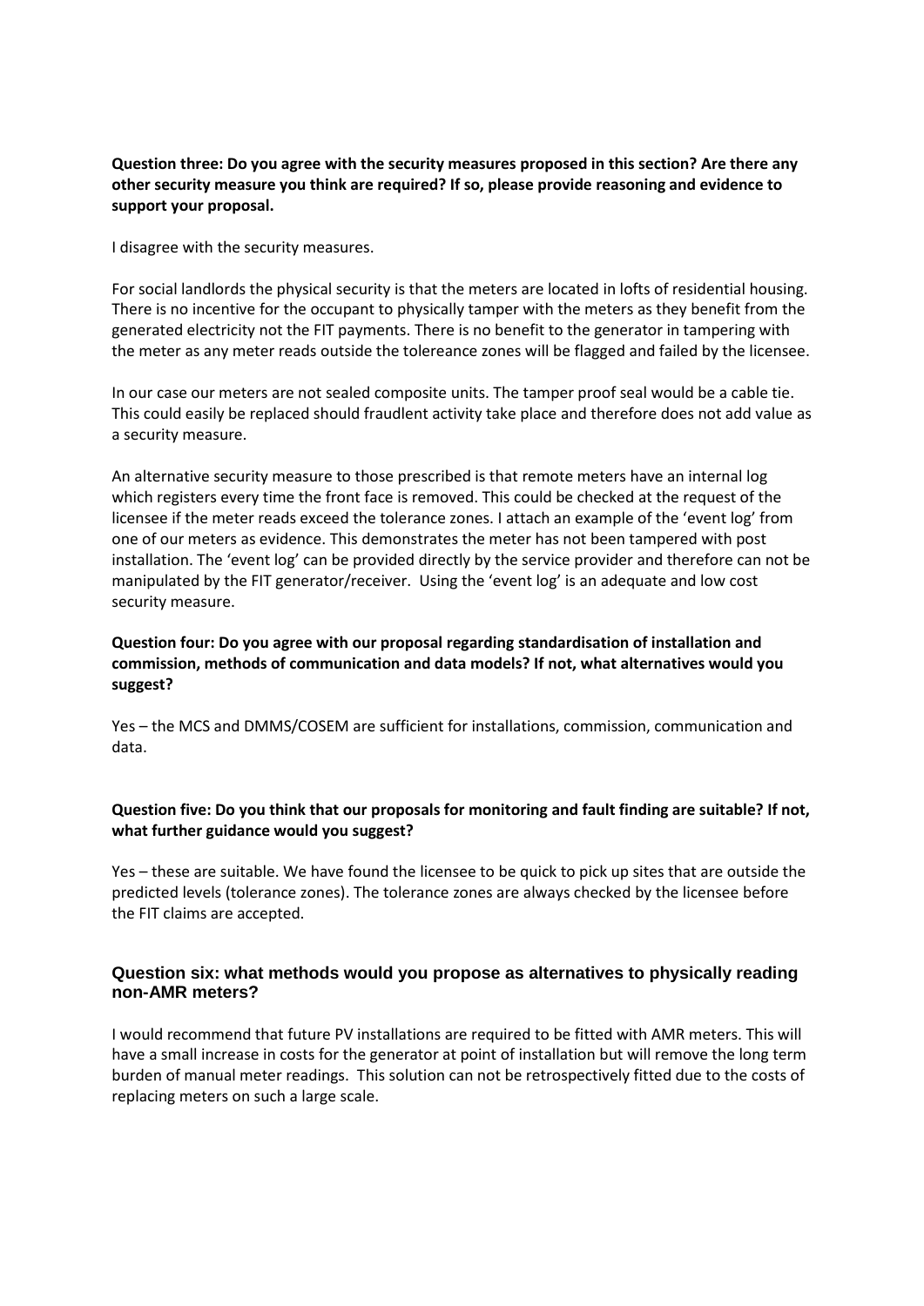**Question three: Do you agree with the security measures proposed in this section? Are there any other security measure you think are required? If so, please provide reasoning and evidence to support your proposal.**

I disagree with the security measures.

For social landlords the physical security is that the meters are located in lofts of residential housing. There is no incentive for the occupant to physically tamper with the meters as they benefit from the generated electricity not the FIT payments. There is no benefit to the generator in tampering with the meter as any meter reads outside the tolereance zones will be flagged and failed by the licensee.

In our case our meters are not sealed composite units. The tamper proof seal would be a cable tie. This could easily be replaced should fraudlent activity take place and therefore does not add value as a security measure.

An alternative security measure to those prescribed is that remote meters have an internal log which registers every time the front face is removed. This could be checked at the request of the licensee if the meter reads exceed the tolerance zones. I attach an example of the 'event log' from one of our meters as evidence. This demonstrates the meter has not been tampered with post installation. The 'event log' can be provided directly by the service provider and therefore can not be manipulated by the FIT generator/receiver. Using the 'event log' is an adequate and low cost security measure.

**Question four: Do you agree with our proposal regarding standardisation of installation and commission, methods of communication and data models? If not, what alternatives would you suggest?**

Yes – the MCS and DMMS/COSEM are sufficient for installations, commission, communication and data.

**Question five: Do you think that our proposals for monitoring and fault finding are suitable? If not, what further guidance would you suggest?**

Yes – these are suitable. We have found the licensee to be quick to pick up sites that are outside the predicted levels (tolerance zones). The tolerance zones are always checked by the licensee before the FIT claims are accepted.

**Question six: what methods would you propose as alternatives to physically reading non-AMR meters?**

I would recommend that future PV installations are required to be fitted with AMR meters. This will have a small increase in costs for the generator at point of installation but will remove the long term burden of manual meter readings. This solution can not be retrospectively fitted due to the costs of replacing meters on such a large scale.